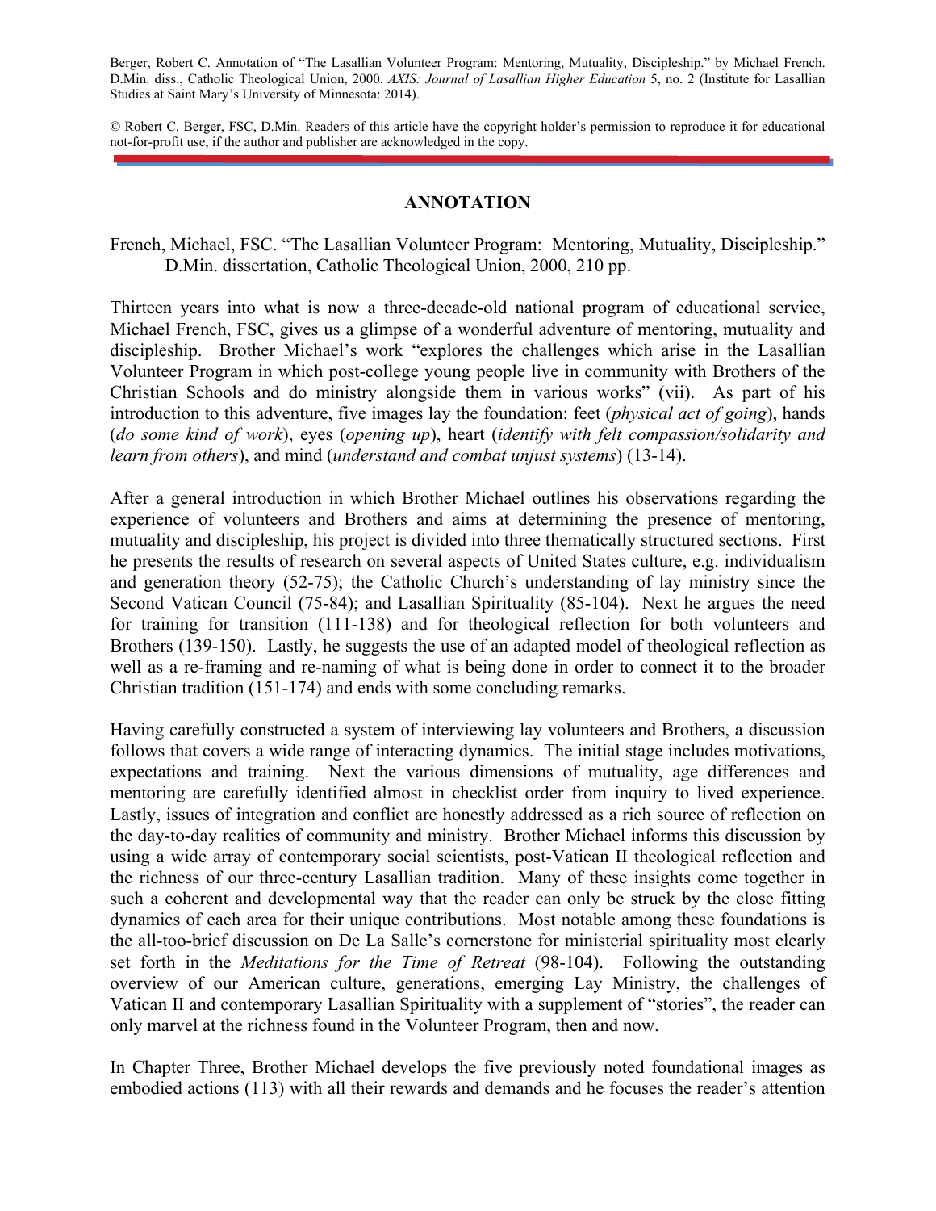Berger, Robert C. Annotation of "The Lasallian Volunteer Program: Mentoring, Mutuality, Discipleship." by Michael French. D.Min. diss., Catholic Theological Union, 2000. *AXIS: Journal of Lasallian Higher Education* 5, no. 2 (Institute for Lasallian Studies at Saint Mary's University of Minnesota: 2014).

© Robert C. Berger, FSC, D.Min. Readers of this article have the copyright holder's permission to reproduce it for educational not-for-profit use, if the author and publisher are acknowledged in the copy.

# ANNOTATION

French, Michael, FSC. "The Lasallian Volunteer Program: Mentoring, Mutuality, Discipleship." D.Min. dissertation, Catholic Theological Union, 2000, 210 pp.

Thirteen years into what is now a three-decade-old national program of educational service, Michael French, FSC, gives us a glimpse of a wonderful adventure of mentoring, mutuality and discipleship. Brother Michael's work "explores the challenges which arise in the Lasallian Volunteer Program in which post-college young people live in community with Brothers of the Christian Schools and do ministry alongside them in various works" (vii). As part of his introduction to this adventure, five images lay the foundation: feet (*physical act of going*), hands (*do some kind of work*), eyes (*opening up*), heart (*identify with felt compassion/solidarity and learn from others*), and mind (*understand and combat unjust systems*) (13-14).

After a general introduction in which Brother Michael outlines his observations regarding the experience of volunteers and Brothers and aims at determining the presence of mentoring, mutuality and discipleship, his project is divided into three thematically structured sections. First he presents the results of research on several aspects of United States culture, e.g. individualism and generation theory (52-75); the Catholic Church's understanding of lay ministry since the Second Vatican Council (75-84); and Lasallian Spirituality (85-104). Next he argues the need for training for transition (111-138) and for theological reflection for both volunteers and Brothers (139-150). Lastly, he suggests the use of an adapted model of theological reflection as well as a re-framing and re-naming of what is being done in order to connect it to the broader Christian tradition (151-174) and ends with some concluding remarks.

Having carefully constructed a system of interviewing lay volunteers and Brothers, a discussion follows that covers a wide range of interacting dynamics. The initial stage includes motivations, expectations and training. Next the various dimensions of mutuality, age differences and mentoring are carefully identified almost in checklist order from inquiry to lived experience. Lastly, issues of integration and conflict are honestly addressed as a rich source of reflection on the day-to-day realities of community and ministry. Brother Michael informs this discussion by using a wide array of contemporary social scientists, post-Vatican II theological reflection and the richness of our three-century Lasallian tradition. Many of these insights come together in such a coherent and developmental way that the reader can only be struck by the close fitting dynamics of each area for their unique contributions. Most notable among these foundations is the all-too-brief discussion on De La Salle's cornerstone for ministerial spirituality most clearly set forth in the *Meditations for the Time of Retreat* (98-104). Following the outstanding overview of our American culture, generations, emerging Lay Ministry, the challenges of Vatican II and contemporary Lasallian Spirituality with a supplement of "stories", the reader can only marvel at the richness found in the Volunteer Program, then and now.

In Chapter Three, Brother Michael develops the five previously noted foundational images as embodied actions (113) with all their rewards and demands and he focuses the reader's attention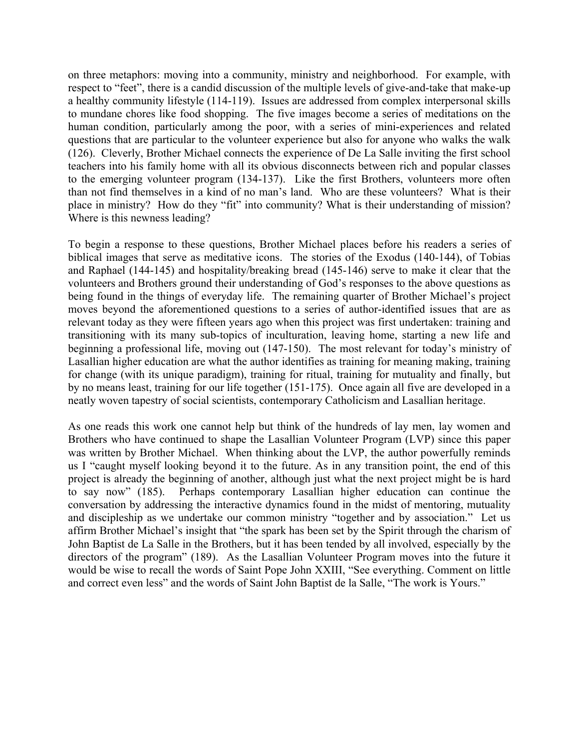on three metaphors: moving into a community, ministry and neighborhood. For example, with respect to "feet", there is a candid discussion of the multiple levels of give-and-take that make-up a healthy community lifestyle (114-119). Issues are addressed from complex interpersonal skills to mundane chores like food shopping. The five images become a series of meditations on the human condition, particularly among the poor, with a series of mini-experiences and related questions that are particular to the volunteer experience but also for anyone who walks the walk (126). Cleverly, Brother Michael connects the experience of De La Salle inviting the first school teachers into his family home with all its obvious disconnects between rich and popular classes to the emerging volunteer program (134-137). Like the first Brothers, volunteers more often than not find themselves in a kind of no man's land. Who are these volunteers? What is their place in ministry? How do they "fit" into community? What is their understanding of mission? Where is this newness leading?

To begin a response to these questions, Brother Michael places before his readers a series of biblical images that serve as meditative icons. The stories of the Exodus (140-144), of Tobias and Raphael (144-145) and hospitality/breaking bread (145-146) serve to make it clear that the volunteers and Brothers ground their understanding of God's responses to the above questions as being found in the things of everyday life. The remaining quarter of Brother Michael's project moves beyond the aforementioned questions to a series of author-identified issues that are as relevant today as they were fifteen years ago when this project was first undertaken: training and transitioning with its many sub-topics of inculturation, leaving home, starting a new life and beginning a professional life, moving out (147-150). The most relevant for today's ministry of Lasallian higher education are what the author identifies as training for meaning making, training for change (with its unique paradigm), training for ritual, training for mutuality and finally, but by no means least, training for our life together (151-175). Once again all five are developed in a neatly woven tapestry of social scientists, contemporary Catholicism and Lasallian heritage.

As one reads this work one cannot help but think of the hundreds of lay men, lay women and Brothers who have continued to shape the Lasallian Volunteer Program (LVP) since this paper was written by Brother Michael. When thinking about the LVP, the author powerfully reminds us I "caught myself looking beyond it to the future. As in any transition point, the end of this project is already the beginning of another, although just what the next project might be is hard to say now" (185). Perhaps contemporary Lasallian higher education can continue the conversation by addressing the interactive dynamics found in the midst of mentoring, mutuality and discipleship as we undertake our common ministry "together and by association." Let us affirm Brother Michael's insight that "the spark has been set by the Spirit through the charism of John Baptist de La Salle in the Brothers, but it has been tended by all involved, especially by the directors of the program" (189). As the Lasallian Volunteer Program moves into the future it would be wise to recall the words of Saint Pope John XXIII, "See everything. Comment on little and correct even less" and the words of Saint John Baptist de la Salle, "The work is Yours."